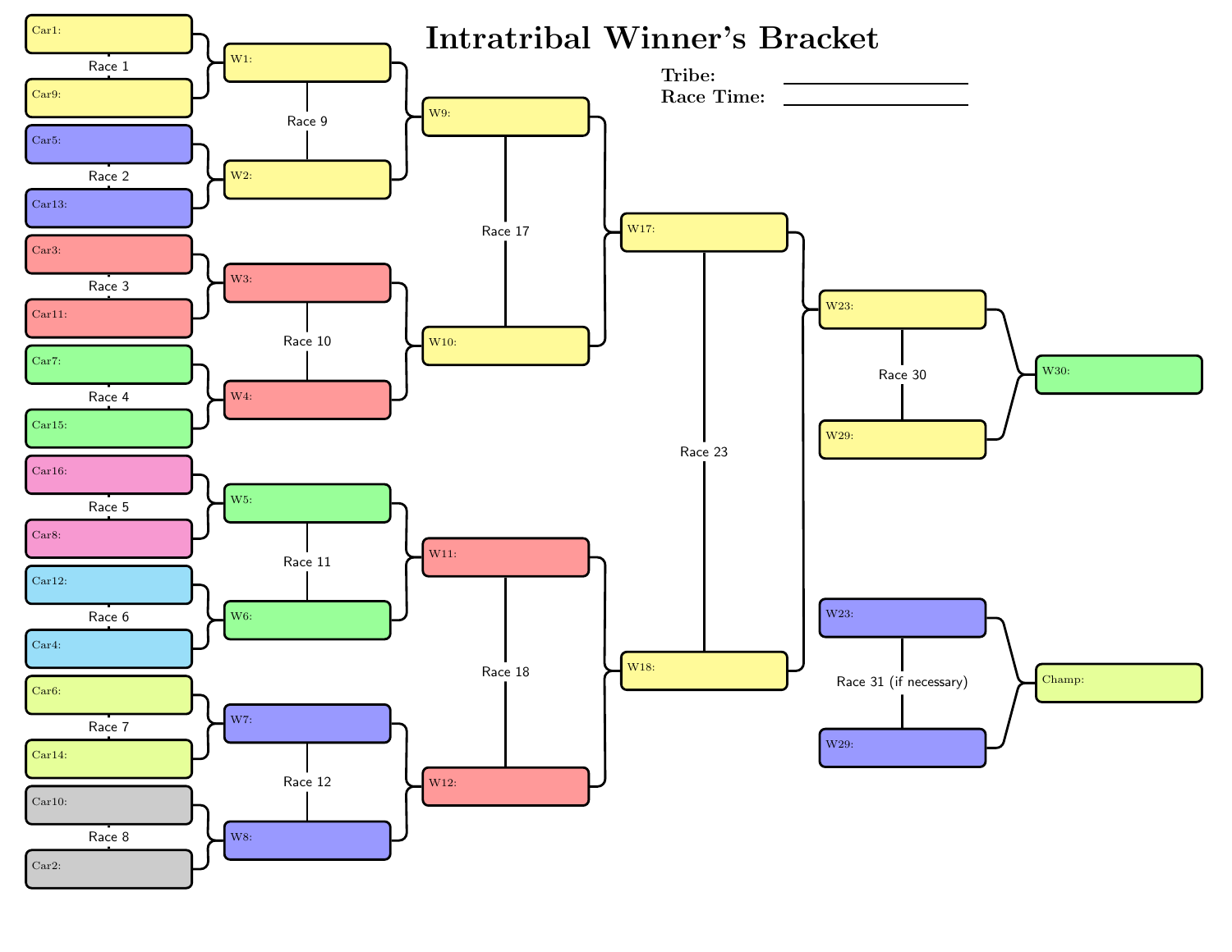# Intratribal Winner's Bracket

**Tribe:** ____________________

**Race Time:** ____________________

| Race | Entrant 1 | Entrant 2 | Winner |
|---|---|---|---|
| Race 1 | Car1: | Car9: | W1: |
| Race 2 | Car5: | Car13: | W2: |
| Race 3 | Car3: | Car11: | W3: |
| Race 4 | Car7: | Car15: | W4: |
| Race 5 | Car16: | Car8: | W5: |
| Race 6 | Car12: | Car4: | W6: |
| Race 7 | Car6: | Car14: | W7: |
| Race 8 | Car10: | Car2: | W8: |
| Race 9 | W1: | W2: | W9: |
| Race 10 | W3: | W4: | W10: |
| Race 11 | W5: | W6: | W11: |
| Race 12 | W7: | W8: | W12: |
| Race 17 | W9: | W10: | W17: |
| Race 18 | W11: | W12: | W18: |
| Race 23 | W17: | W18: | W23: |
| Race 30 | W23: | W29: | W30: |
| Race 31 (if necessary) | W23: | W29: | Champ: |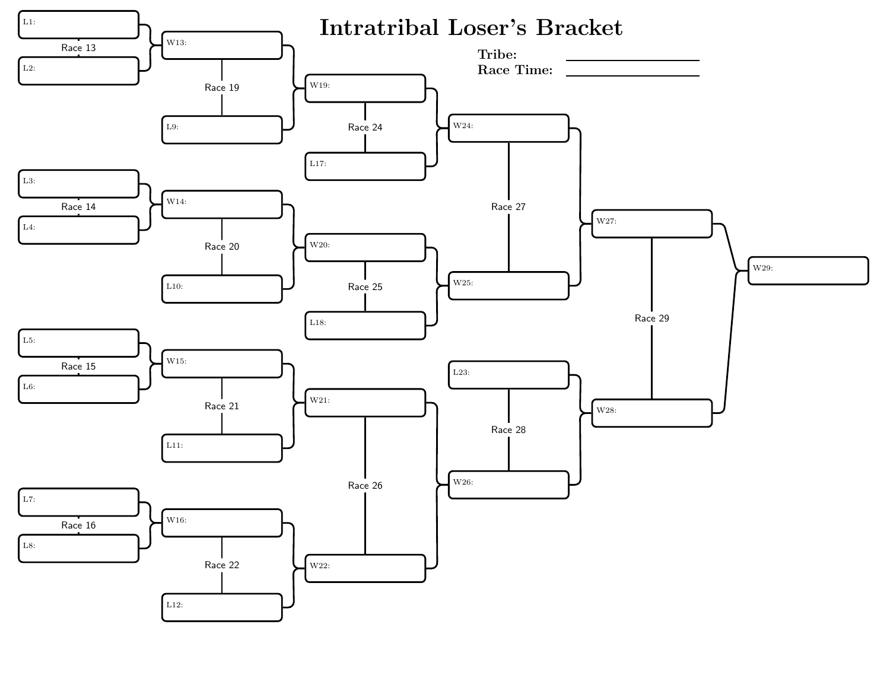# Intratribal Loser's Bracket

**Tribe:** ____________________

**Race Time:** ____________________

| Race | Entrant 1 | Entrant 2 | Winner |
|---|---|---|---|
| Race 13 | L1: | L2: | W13: |
| Race 14 | L3: | L4: | W14: |
| Race 15 | L5: | L6: | W15: |
| Race 16 | L7: | L8: | W16: |
| Race 19 | W13: | L9: | W19: |
| Race 20 | W14: | L10: | W20: |
| Race 21 | W15: | L11: | W21: |
| Race 22 | W16: | L12: | W22: |
| Race 24 | W19: | L17: | W24: |
| Race 25 | W20: | L18: | W25: |
| Race 26 | W21: | W22: | W26: |
| Race 27 | W24: | W25: | W27: |
| Race 28 | L23: | W26: | W28: |
| Race 29 | W27: | W28: | W29: |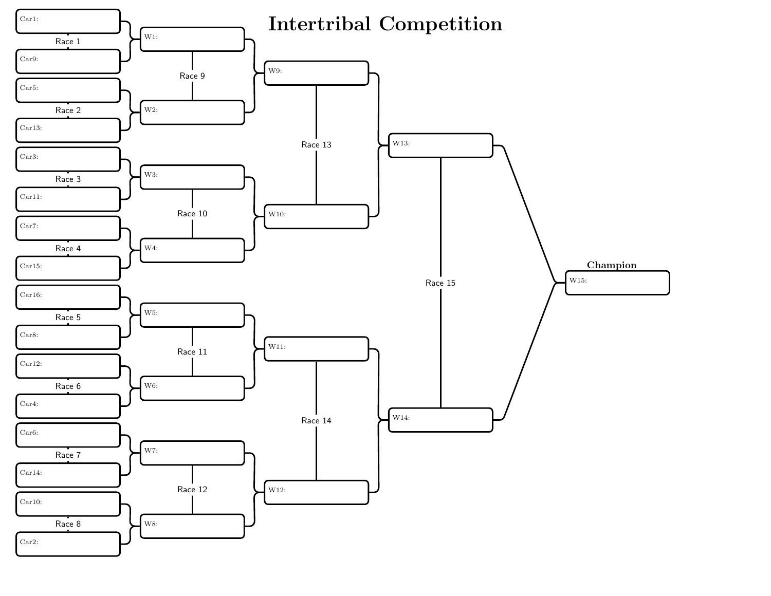# Intertribal Competition

Car1:

Race 1

Car9:

Car5:

Race 2

Car13:

Car3:

Race 3

Car11:

Car7:

Race 4

Car15:

Car16:

Race 5

Car8:

Car12:

Race 6

Car4:

Car6:

Race 7

Car14:

Car10:

Race 8

Car2:

W1:

Race 9

W2:

W3:

Race 10

W4:

W5:

Race 11

W6:

W7:

Race 12

W8:

W9:

Race 13

W10:

W11:

Race 14

W12:

W13:

Race 15

W14:

**Champion**

W15: